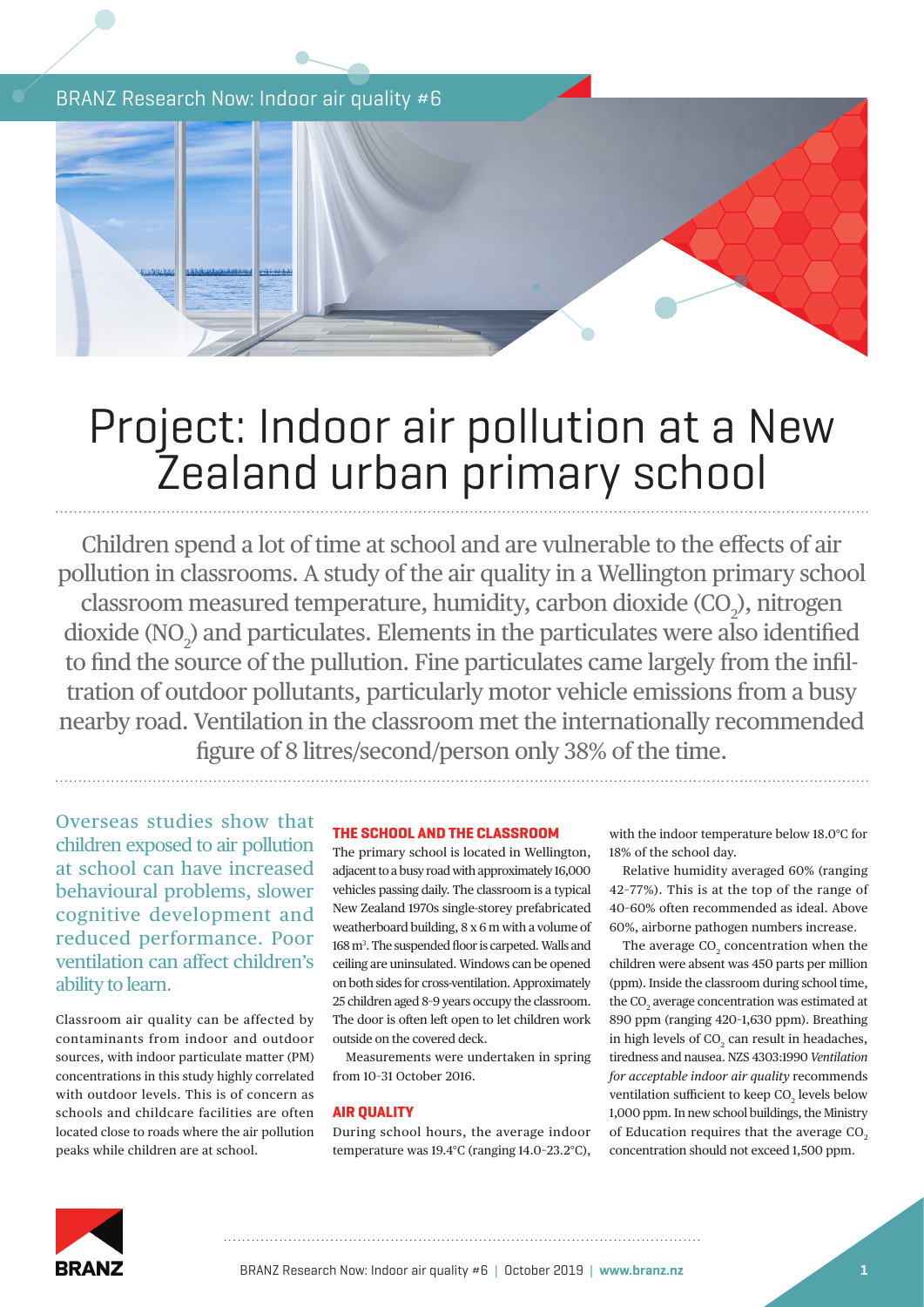# Project: Indoor air pollution at a New Zealand urban primary school

Children spend a lot of time at school and are vulnerable to the effects of air pollution in classrooms. A study of the air quality in a Wellington primary school classroom measured temperature, humidity, carbon dioxide ($CO_2$), nitrogen dioxide ($NO_2$) and particulates. Elements in the particulates were also identified to find the source of the pollution. Fine particulates came largely from the infiltration of outdoor pollutants, particularly motor vehicle emissions from a busy nearby road. Ventilation in the classroom met the internationally recommended figure of 8 litres/second/person only 38% of the time.

Overseas studies show that children exposed to air pollution at school can have increased behavioural problems, slower cognitive development and reduced performance. Poor ventilation can affect children's ability to learn.

Classroom air quality can be affected by contaminants from indoor and outdoor sources, with indoor particulate matter (PM) concentrations in this study highly correlated with outdoor levels. This is of concern as schools and childcare facilities are often located close to roads where the air pollution peaks while children are at school.

## THE SCHOOL AND THE CLASSROOM

The primary school is located in Wellington, adjacent to a busy road with approximately 16,000 vehicles passing daily. The classroom is a typical New Zealand 1970s single-storey prefabricated weatherboard building, 8 x 6 m with a volume of 168 $m^3$. The suspended floor is carpeted. Walls and ceiling are uninsulated. Windows can be opened on both sides for cross-ventilation. Approximately 25 children aged 8-9 years occupy the classroom. The door is often left open to let children work outside on the covered deck.

Measurements were undertaken in spring from 10-31 October 2016.

## AIR QUALITY

During school hours, the average indoor temperature was 19.4°C (ranging 14.0-23.2°C), with the indoor temperature below 18.0°C for 18% of the school day.

Relative humidity averaged 60% (ranging 42-77%). This is at the top of the range of 40-60% often recommended as ideal. Above 60%, airborne pathogen numbers increase.

The average $CO_2$ concentration when the children were absent was 450 parts per million (ppm). Inside the classroom during school time, the $CO_2$ average concentration was estimated at 890 ppm (ranging 420-1,630 ppm). Breathing in high levels of $CO_2$ can result in headaches, tiredness and nausea. NZS 4303:1990 *Ventilation for acceptable indoor air quality* recommends ventilation sufficient to keep $CO_2$ levels below 1,000 ppm. In new school buildings, the Ministry of Education requires that the average $CO_2$ concentration should not exceed 1,500 ppm.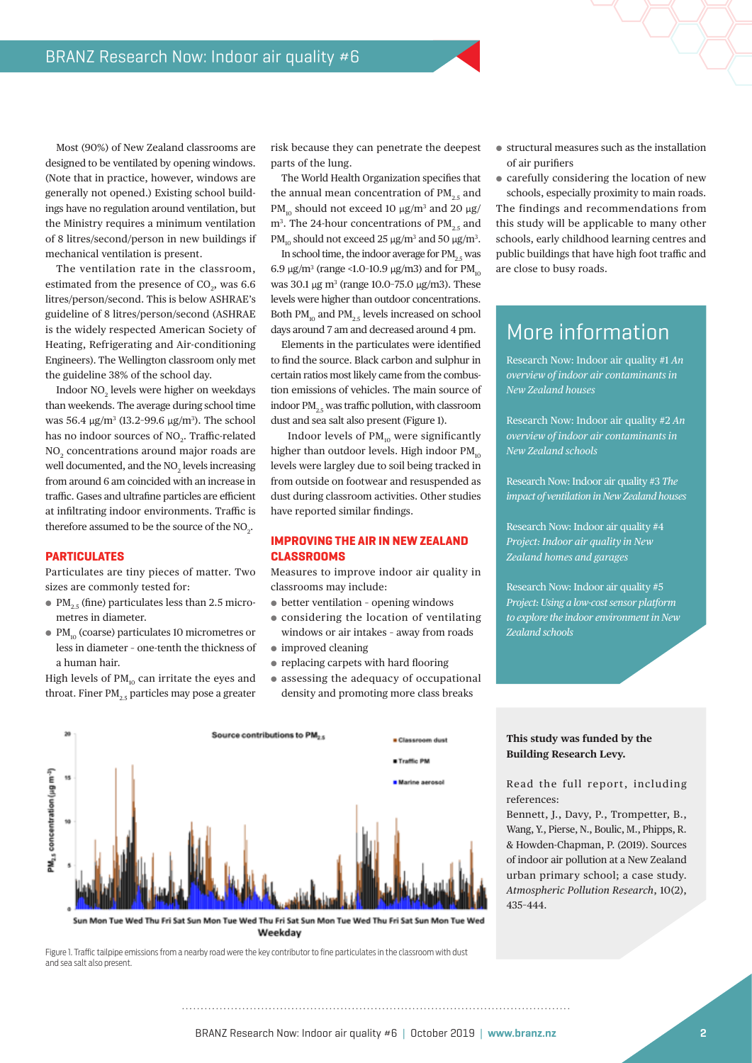Most (90%) of New Zealand classrooms are designed to be ventilated by opening windows. (Note that in practice, however, windows are generally not opened.) Existing school buildings have no regulation around ventilation, but the Ministry requires a minimum ventilation of 8 litres/second/person in new buildings if mechanical ventilation is present.

The ventilation rate in the classroom, estimated from the presence of $CO_2$, was 6.6 litres/person/second. This is below ASHRAE's guideline of 8 litres/person/second (ASHRAE is the widely respected American Society of Heating, Refrigerating and Air-conditioning Engineers). The Wellington classroom only met the guideline 38% of the school day.

Indoor $NO_2$ levels were higher on weekdays than weekends. The average during school time was 56.4 μg/m³ (13.2-99.6 μg/m³). The school has no indoor sources of $NO_2$. Traffic-related $NO_2$ concentrations around major roads are well documented, and the $NO_2$ levels increasing from around 6 am coincided with an increase in traffic. Gases and ultrafine particles are efficient at infiltrating indoor environments. Traffic is therefore assumed to be the source of the $NO_2$.

## PARTICULATES

Particulates are tiny pieces of matter. Two sizes are commonly tested for:

- $PM_{2.5}$ (fine) particulates less than 2.5 micrometres in diameter.
- $PM_{10}$ (coarse) particulates 10 micrometres or less in diameter – one-tenth the thickness of a human hair.

High levels of $PM_{10}$ can irritate the eyes and throat. Finer $PM_{2.5}$ particles may pose a greater risk because they can penetrate the deepest parts of the lung.

The World Health Organization specifies that the annual mean concentration of $PM_{2.5}$ and $PM_{10}$ should not exceed 10 μg/m³ and 20 μg/m³. The 24-hour concentrations of $PM_{2.5}$ and $PM_{10}$ should not exceed 25 μg/m³ and 50 μg/m³.

In school time, the indoor average for $PM_{2.5}$ was 6.9 μg/m³ (range <1.0-10.9 μg/m3) and for $PM_{10}$ was 30.1 μg m³ (range 10.0-75.0 μg/m3). These levels were higher than outdoor concentrations. Both $PM_{10}$ and $PM_{2.5}$ levels increased on school days around 7 am and decreased around 4 pm.

Elements in the particulates were identified to find the source. Black carbon and sulphur in certain ratios most likely came from the combustion emissions of vehicles. The main source of indoor $PM_{2.5}$ was traffic pollution, with classroom dust and sea salt also present (Figure 1).

Indoor levels of $PM_{10}$ were significantly higher than outdoor levels. High indoor $PM_{10}$ levels were largley due to soil being tracked in from outside on footwear and resuspended as dust during classroom activities. Other studies have reported similar findings.

## IMPROVING THE AIR IN NEW ZEALAND CLASSROOMS

Measures to improve indoor air quality in classrooms may include:

- better ventilation – opening windows
- considering the location of ventilating windows or air intakes – away from roads
- improved cleaning
- replacing carpets with hard flooring
- assessing the adequacy of occupational density and promoting more class breaks
- structural measures such as the installation of air purifiers
- carefully considering the location of new schools, especially proximity to main roads.

The findings and recommendations from this study will be applicable to many other schools, early childhood learning centres and public buildings that have high foot traffic and are close to busy roads.

Source contributions to $PM_{2.5}$

Classroom dust

Traffic PM

Marine aerosol

$PM_{2.5}$ concentration (μg m⁻³)

20

15

10

5

0

Sun Mon Tue Wed Thu Fri Sat Sun Mon Tue Wed Thu Fri Sat Sun Mon Tue Wed Thu Fri Sat Sun Mon Tue Wed

Weekday

Figure 1. Traffic tailpipe emissions from a nearby road were the key contributor to fine particulates in the classroom with dust and sea salt also present.

## More information

Research Now: Indoor air quality #1 *An overview of indoor air contaminants in New Zealand houses*

Research Now: Indoor air quality #2 *An overview of indoor air contaminants in New Zealand schools*

Research Now: Indoor air quality #3 *The impact of ventilation in New Zealand houses*

Research Now: Indoor air quality #4 *Project: Indoor air quality in New Zealand homes and garages*

Research Now: Indoor air quality #5 *Project: Using a low-cost sensor platform to explore the indoor environment in New Zealand schools*

**This study was funded by the Building Research Levy.**

Read the full report, including references:

Bennett, J., Davy, P., Trompetter, B., Wang, Y., Pierse, N., Boulic, M., Phipps, R. & Howden-Chapman, P. (2019). Sources of indoor air pollution at a New Zealand urban primary school; a case study. *Atmospheric Pollution Research*, 10(2), 435-444.